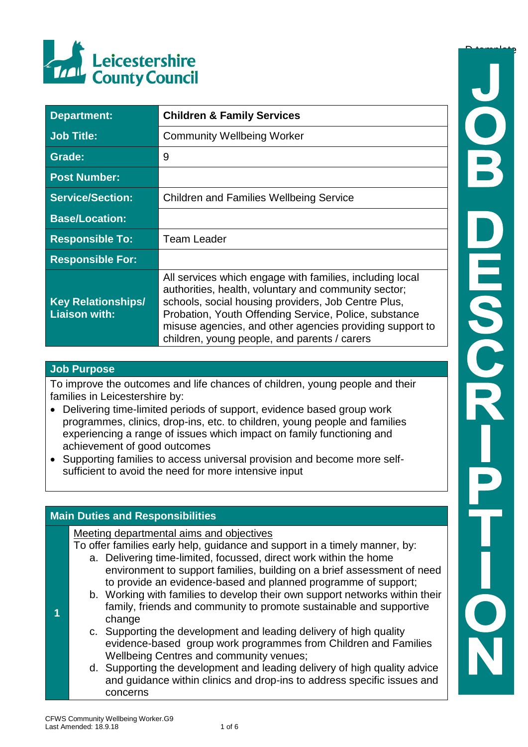Leicestershire County Council

| Department: | Children & Family Services |
|---|---|
| Job Title: | Community Wellbeing Worker |
| Grade: | 9 |
| Post Number: | |
| Service/Section: | Children and Families Wellbeing Service |
| Base/Location: | |
| Responsible To: | Team Leader |
| Responsible For: | |
| Key Relationships/ Liaison with: | All services which engage with families, including local authorities, health, voluntary and community sector; schools, social housing providers, Job Centre Plus, Probation, Youth Offending Service, Police, substance misuse agencies, and other agencies providing support to children, young people, and parents / carers |

## Job Purpose

To improve the outcomes and life chances of children, young people and their families in Leicestershire by:

- Delivering time-limited periods of support, evidence based group work programmes, clinics, drop-ins, etc. to children, young people and families experiencing a range of issues which impact on family functioning and achievement of good outcomes
- Supporting families to access universal provision and become more self-sufficient to avoid the need for more intensive input

## Main Duties and Responsibilities

**1**

Meeting departmental aims and objectives

To offer families early help, guidance and support in a timely manner, by:

a. Delivering time-limited, focussed, direct work within the home environment to support families, building on a brief assessment of need to provide an evidence-based and planned programme of support;
b. Working with families to develop their own support networks within their family, friends and community to promote sustainable and supportive change
c. Supporting the development and leading delivery of high quality evidence-based group work programmes from Children and Families Wellbeing Centres and community venues;
d. Supporting the development and leading delivery of high quality advice and guidance within clinics and drop-ins to address specific issues and concerns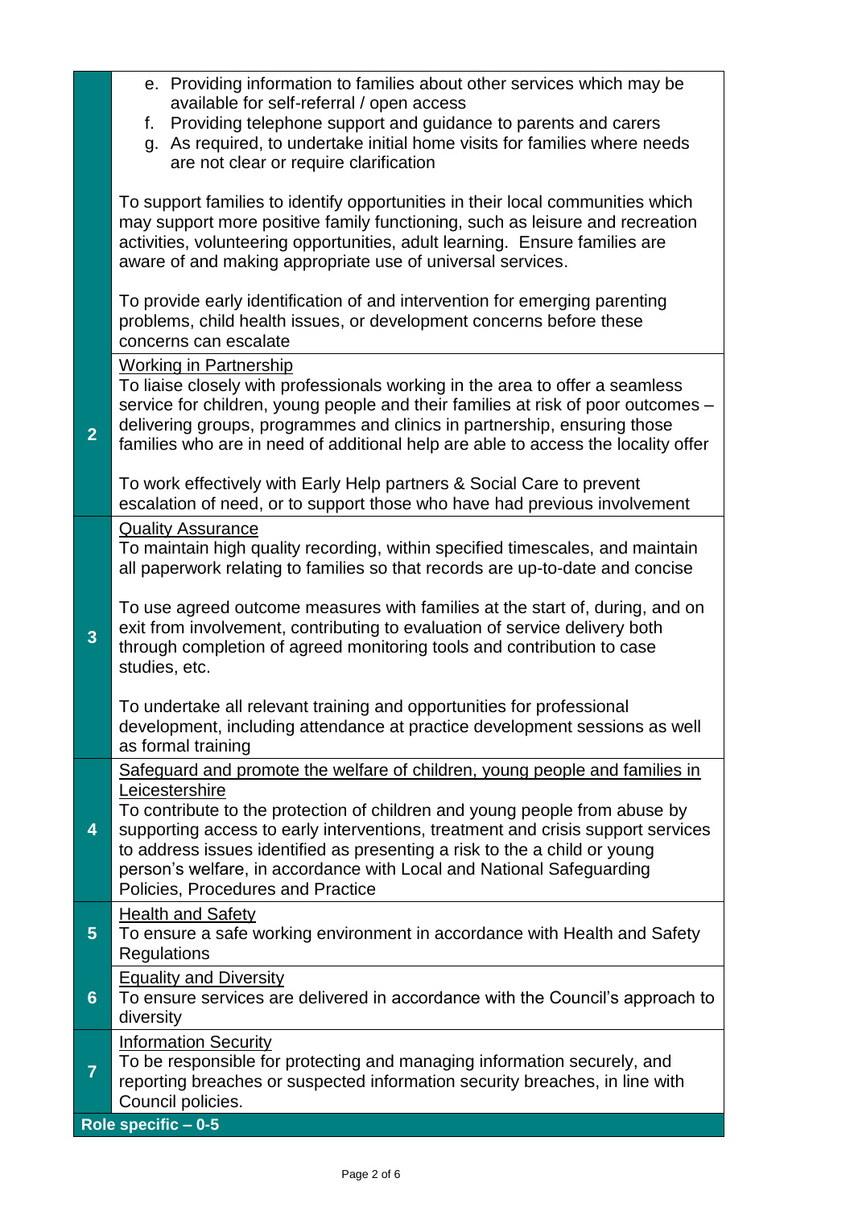|  |  |
|---|---|
|  | e. Providing information to families about other services which may be available for self-referral / open access<br>f. Providing telephone support and guidance to parents and carers<br>g. As required, to undertake initial home visits for families where needs are not clear or require clarification<br><br>To support families to identify opportunities in their local communities which may support more positive family functioning, such as leisure and recreation activities, volunteering opportunities, adult learning. Ensure families are aware of and making appropriate use of universal services.<br><br>To provide early identification of and intervention for emerging parenting problems, child health issues, or development concerns before these concerns can escalate |
| **2** | Working in Partnership<br>To liaise closely with professionals working in the area to offer a seamless service for children, young people and their families at risk of poor outcomes – delivering groups, programmes and clinics in partnership, ensuring those families who are in need of additional help are able to access the locality offer<br><br>To work effectively with Early Help partners & Social Care to prevent escalation of need, or to support those who have had previous involvement |
| **3** | Quality Assurance<br>To maintain high quality recording, within specified timescales, and maintain all paperwork relating to families so that records are up-to-date and concise<br><br>To use agreed outcome measures with families at the start of, during, and on exit from involvement, contributing to evaluation of service delivery both through completion of agreed monitoring tools and contribution to case studies, etc.<br><br>To undertake all relevant training and opportunities for professional development, including attendance at practice development sessions as well as formal training |
| **4** | Safeguard and promote the welfare of children, young people and families in Leicestershire<br>To contribute to the protection of children and young people from abuse by supporting access to early interventions, treatment and crisis support services to address issues identified as presenting a risk to the a child or young person's welfare, in accordance with Local and National Safeguarding Policies, Procedures and Practice |
| **5** | Health and Safety<br>To ensure a safe working environment in accordance with Health and Safety Regulations |
| **6** | Equality and Diversity<br>To ensure services are delivered in accordance with the Council's approach to diversity |
| **7** | Information Security<br>To be responsible for protecting and managing information securely, and reporting breaches or suspected information security breaches, in line with Council policies. |
| **Role specific – 0-5** |  |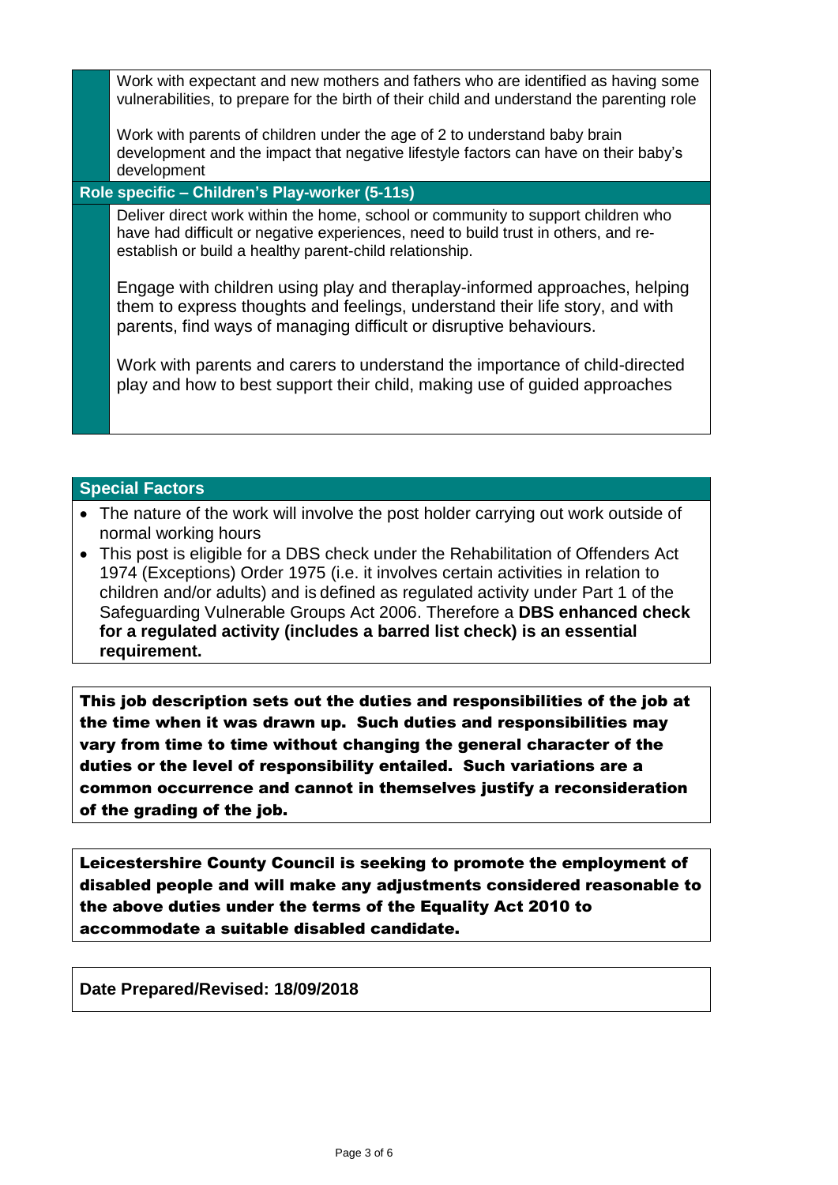Work with expectant and new mothers and fathers who are identified as having some vulnerabilities, to prepare for the birth of their child and understand the parenting role

Work with parents of children under the age of 2 to understand baby brain development and the impact that negative lifestyle factors can have on their baby's development

**Role specific – Children's Play-worker (5-11s)**

Deliver direct work within the home, school or community to support children who have had difficult or negative experiences, need to build trust in others, and re-establish or build a healthy parent-child relationship.

Engage with children using play and theraplay-informed approaches, helping them to express thoughts and feelings, understand their life story, and with parents, find ways of managing difficult or disruptive behaviours.

Work with parents and carers to understand the importance of child-directed play and how to best support their child, making use of guided approaches

## Special Factors

- The nature of the work will involve the post holder carrying out work outside of normal working hours
- This post is eligible for a DBS check under the Rehabilitation of Offenders Act 1974 (Exceptions) Order 1975 (i.e. it involves certain activities in relation to children and/or adults) and is defined as regulated activity under Part 1 of the Safeguarding Vulnerable Groups Act 2006. Therefore a **DBS enhanced check for a regulated activity (includes a barred list check) is an essential requirement.**

**This job description sets out the duties and responsibilities of the job at the time when it was drawn up. Such duties and responsibilities may vary from time to time without changing the general character of the duties or the level of responsibility entailed. Such variations are a common occurrence and cannot in themselves justify a reconsideration of the grading of the job.**

**Leicestershire County Council is seeking to promote the employment of disabled people and will make any adjustments considered reasonable to the above duties under the terms of the Equality Act 2010 to accommodate a suitable disabled candidate.**

**Date Prepared/Revised: 18/09/2018**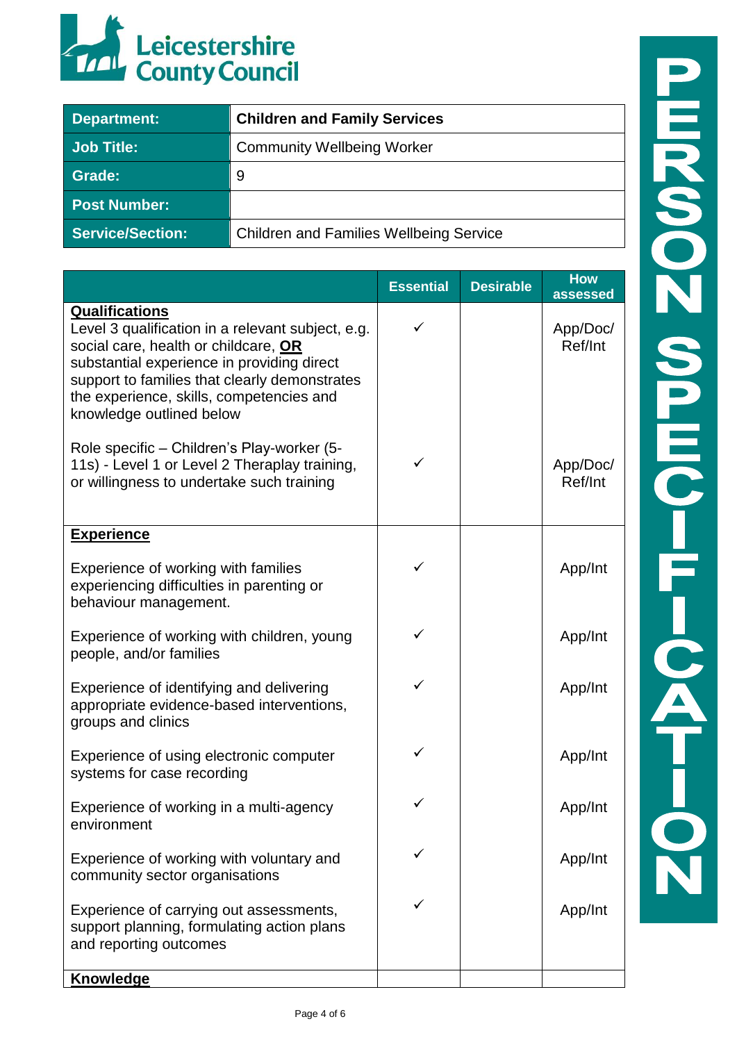Leicestershire County Council

| Department: | Children and Family Services |
|---|---|
| Job Title: | Community Wellbeing Worker |
| Grade: | 9 |
| Post Number: | |
| Service/Section: | Children and Families Wellbeing Service |

PERSON SPECIFICATION

| | Essential | Desirable | How assessed |
|---|---|---|---|
| **Qualifications** | | | |
| Level 3 qualification in a relevant subject, e.g. social care, health or childcare, **OR** substantial experience in providing direct support to families that clearly demonstrates the experience, skills, competencies and knowledge outlined below | ✓ | | App/Doc/ Ref/Int |
| Role specific – Children's Play-worker (5-11s) - Level 1 or Level 2 Theraplay training, or willingness to undertake such training | ✓ | | App/Doc/ Ref/Int |
| **Experience** | | | |
| Experience of working with families experiencing difficulties in parenting or behaviour management. | ✓ | | App/Int |
| Experience of working with children, young people, and/or families | ✓ | | App/Int |
| Experience of identifying and delivering appropriate evidence-based interventions, groups and clinics | ✓ | | App/Int |
| Experience of using electronic computer systems for case recording | ✓ | | App/Int |
| Experience of working in a multi-agency environment | ✓ | | App/Int |
| Experience of working with voluntary and community sector organisations | ✓ | | App/Int |
| Experience of carrying out assessments, support planning, formulating action plans and reporting outcomes | ✓ | | App/Int |
| **Knowledge** | | | |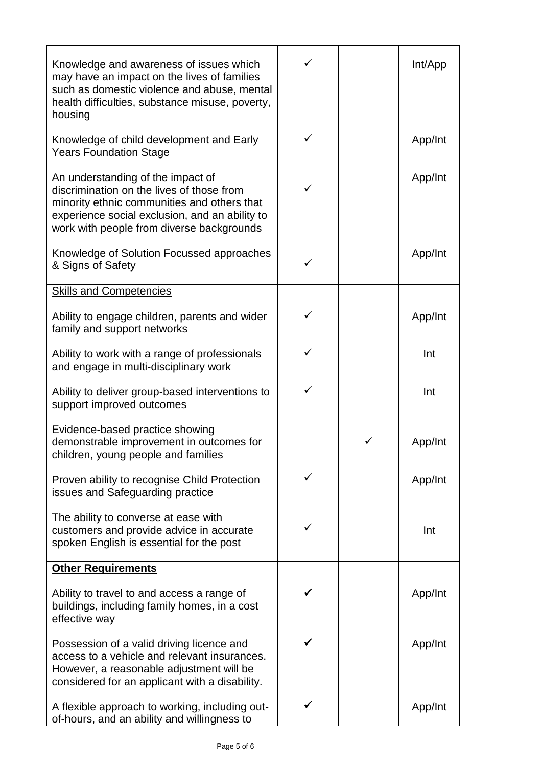| | | | |
|---|---|---|---|
| Knowledge and awareness of issues which may have an impact on the lives of families such as domestic violence and abuse, mental health difficulties, substance misuse, poverty, housing | ✓ | | Int/App |
| Knowledge of child development and Early Years Foundation Stage | ✓ | | App/Int |
| An understanding of the impact of discrimination on the lives of those from minority ethnic communities and others that experience social exclusion, and an ability to work with people from diverse backgrounds | ✓ | | App/Int |
| Knowledge of Solution Focussed approaches & Signs of Safety | ✓ | | App/Int |
| <u>Skills and Competencies</u> | | | |
| Ability to engage children, parents and wider family and support networks | ✓ | | App/Int |
| Ability to work with a range of professionals and engage in multi-disciplinary work | ✓ | | Int |
| Ability to deliver group-based interventions to support improved outcomes | ✓ | | Int |
| Evidence-based practice showing demonstrable improvement in outcomes for children, young people and families | | ✓ | App/Int |
| Proven ability to recognise Child Protection issues and Safeguarding practice | ✓ | | App/Int |
| The ability to converse at ease with customers and provide advice in accurate spoken English is essential for the post | ✓ | | Int |
| **<u>Other Requirements</u>** | | | |
| Ability to travel to and access a range of buildings, including family homes, in a cost effective way | ✓ | | App/Int |
| Possession of a valid driving licence and access to a vehicle and relevant insurances. However, a reasonable adjustment will be considered for an applicant with a disability. | ✓ | | App/Int |
| A flexible approach to working, including out-of-hours, and an ability and willingness to | ✓ | | App/Int |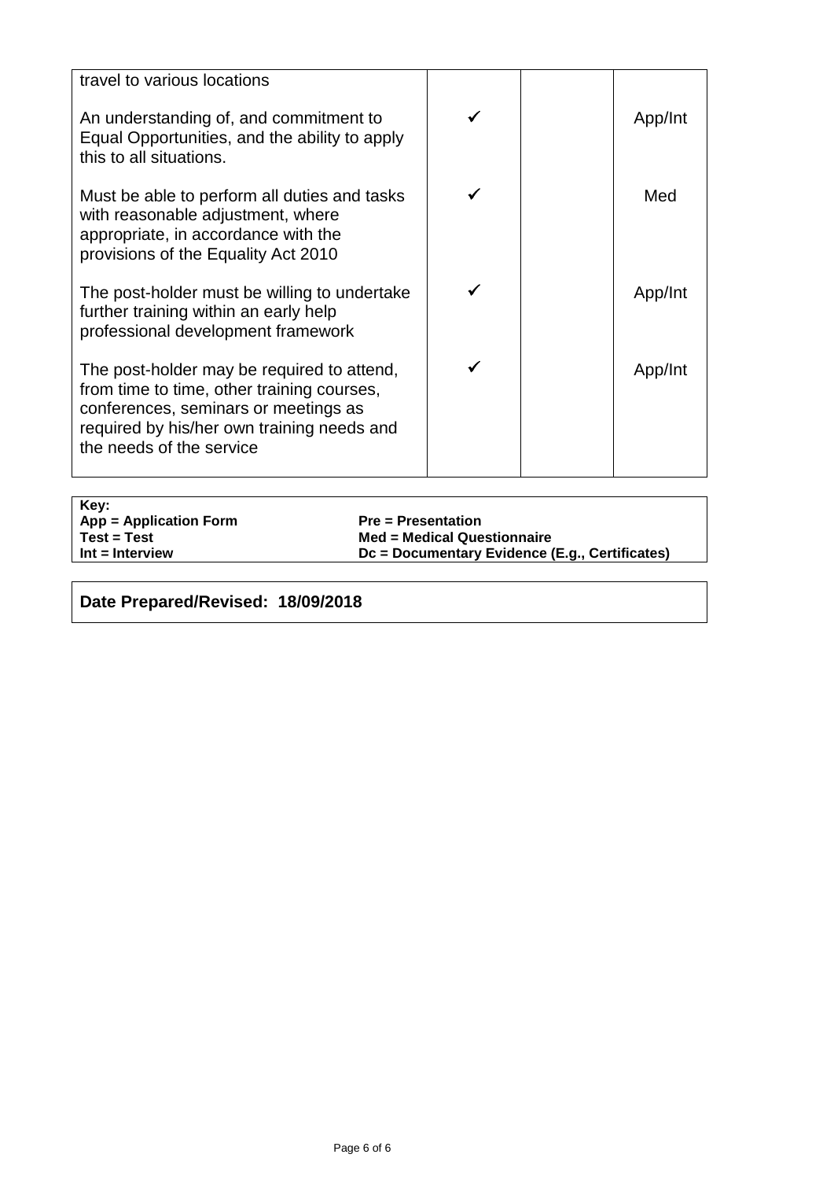| | | | |
|---|---|---|---|
| travel to various locations | | | |
| An understanding of, and commitment to Equal Opportunities, and the ability to apply this to all situations. | ✓ | | App/Int |
| Must be able to perform all duties and tasks with reasonable adjustment, where appropriate, in accordance with the provisions of the Equality Act 2010 | ✓ | | Med |
| The post-holder must be willing to undertake further training within an early help professional development framework | ✓ | | App/Int |
| The post-holder may be required to attend, from time to time, other training courses, conferences, seminars or meetings as required by his/her own training needs and the needs of the service | ✓ | | App/Int |

| Key: | |
|---|---|
| **App = Application Form** | **Pre = Presentation** |
| **Test = Test** | **Med = Medical Questionnaire** |
| **Int = Interview** | **Dc = Documentary Evidence (E.g., Certificates)** |

**Date Prepared/Revised: 18/09/2018**